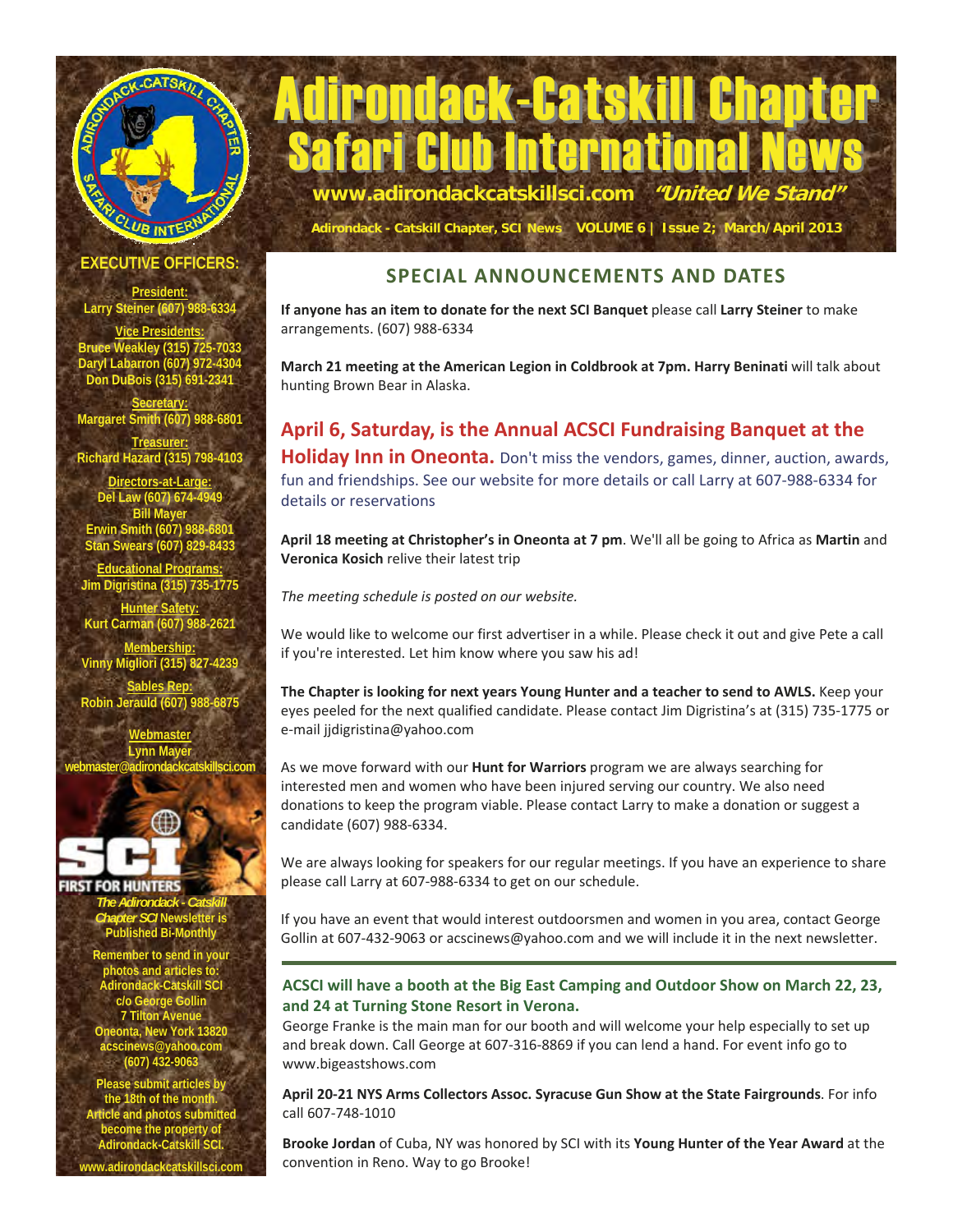# Adirondack-Catskill Chapter Safari Club International News

**www.adirondackcatskillsci.com** *"United We Stand"*

Adirondack - Catskill Chapter, SCI News VOLUME 6 | Issue 2; March/April 2013

## SPECIAL ANNOUNCEMENTS AND DATES

**If anyone has an item to donate for the next SCI Banquet** please call **Larry Steiner** to make arrangements. (607) 988-6334

**March 21 meeting at the American Legion in Coldbrook at 7pm. Harry Beninati** will talk about hunting Brown Bear in Alaska.

### April 6, Saturday, is the Annual ACSCI Fundraising Banquet at the Holiday Inn in Oneonta.

Don't miss the vendors, games, dinner, auction, awards, fun and friendships. See our website for more details or call Larry at 607-988-6334 for details or reservations

**April 18 meeting at Christopher's in Oneonta at 7 pm**. We'll all be going to Africa as **Martin** and **Veronica Kosich** relive their latest trip

*The meeting schedule is posted on our website.*

We would like to welcome our first advertiser in a while. Please check it out and give Pete a call if you're interested. Let him know where you saw his ad!

**The Chapter is looking for next years Young Hunter and a teacher to send to AWLS.** Keep your eyes peeled for the next qualified candidate. Please contact Jim Digristina's at (315) 735-1775 or e-mail jjdigristina@yahoo.com

As we move forward with our **Hunt for Warriors** program we are always searching for interested men and women who have been injured serving our country. We also need donations to keep the program viable. Please contact Larry to make a donation or suggest a candidate (607) 988-6334.

We are always looking for speakers for our regular meetings. If you have an experience to share please call Larry at 607-988-6334 to get on our schedule.

If you have an event that would interest outdoorsmen and women in you area, contact George Gollin at 607-432-9063 or acscinews@yahoo.com and we will include it in the next newsletter.

---

**ACSCI will have a booth at the Big East Camping and Outdoor Show on March 22, 23, and 24 at Turning Stone Resort in Verona.**

George Franke is the main man for our booth and will welcome your help especially to set up and break down. Call George at 607-316-8869 if you can lend a hand. For event info go to www.bigeastshows.com

**April 20-21 NYS Arms Collectors Assoc. Syracuse Gun Show at the State Fairgrounds**. For info call 607-748-1010

**Brooke Jordan** of Cuba, NY was honored by SCI with its **Young Hunter of the Year Award** at the convention in Reno. Way to go Brooke!

---

## EXECUTIVE OFFICERS:

**President:**
Larry Steiner (607) 988-6334

**Vice Presidents:**
Bruce Weakley (315) 725-7033
Daryl Labarron (607) 972-4304
Don DuBois (315) 691-2341

**Secretary:**
Margaret Smith (607) 988-6801

**Treasurer:**
Richard Hazard (315) 798-4103

**Directors-at-Large:**
Del Law (607) 674-4949
Bill Mayer
Erwin Smith (607) 988-6801
Stan Swears (607) 829-8433

**Educational Programs:**
Jim Digristina (315) 735-1775

**Hunter Safety:**
Kurt Carman (607) 988-2621

**Membership:**
Vinny Migliori (315) 827-4239

**Sables Rep:**
Robin Jerauld (607) 988-6875

**Webmaster**
Lynn Mayer
webmaster@adirondackcatskillsci.com

SCI FIRST FOR HUNTERS

*The Adirondack - Catskill Chapter SCI* Newsletter is Published Bi-Monthly

Remember to send in your photos and articles to:
Adirondack-Catskill SCI
c/o George Gollin
7 Tilton Avenue
Oneonta, New York 13820
acscinews@yahoo.com
(607) 432-9063

Please submit articles by the 18th of the month. Article and photos submitted become the property of Adirondack-Catskill SCI.

www.adirondackcatskillsci.com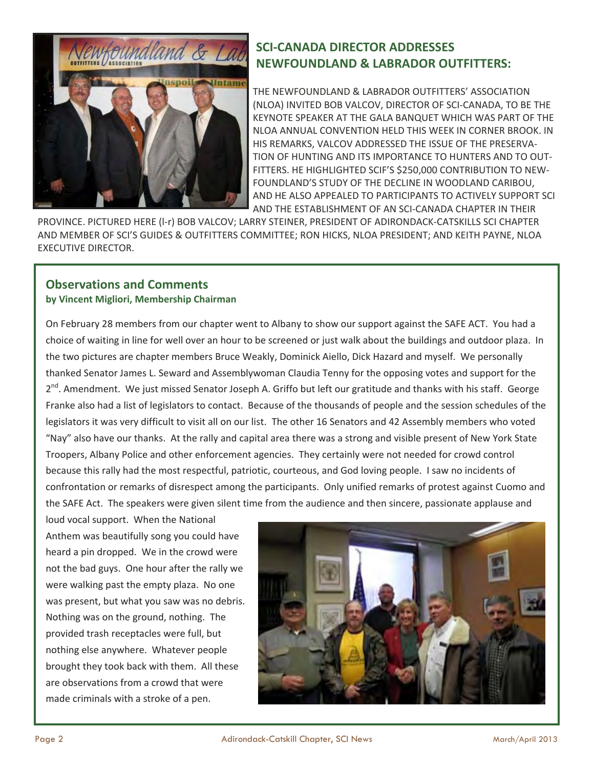## SCI-CANADA DIRECTOR ADDRESSES NEWFOUNDLAND & LABRADOR OUTFITTERS:

THE NEWFOUNDLAND & LABRADOR OUTFITTERS' ASSOCIATION (NLOA) INVITED BOB VALCOV, DIRECTOR OF SCI-CANADA, TO BE THE KEYNOTE SPEAKER AT THE GALA BANQUET WHICH WAS PART OF THE NLOA ANNUAL CONVENTION HELD THIS WEEK IN CORNER BROOK. IN HIS REMARKS, VALCOV ADDRESSED THE ISSUE OF THE PRESERVATION OF HUNTING AND ITS IMPORTANCE TO HUNTERS AND TO OUTFITTERS. HE HIGHLIGHTED SCIF'S $250,000 CONTRIBUTION TO NEWFOUNDLAND'S STUDY OF THE DECLINE IN WOODLAND CARIBOU, AND HE ALSO APPEALED TO PARTICIPANTS TO ACTIVELY SUPPORT SCI AND THE ESTABLISHMENT OF AN SCI-CANADA CHAPTER IN THEIR PROVINCE. PICTURED HERE (l-r) BOB VALCOV; LARRY STEINER, PRESIDENT OF ADIRONDACK-CATSKILLS SCI CHAPTER AND MEMBER OF SCI'S GUIDES & OUTFITTERS COMMITTEE; RON HICKS, NLOA PRESIDENT; AND KEITH PAYNE, NLOA EXECUTIVE DIRECTOR.

## Observations and Comments

**by Vincent Migliori, Membership Chairman**

On February 28 members from our chapter went to Albany to show our support against the SAFE ACT. You had a choice of waiting in line for well over an hour to be screened or just walk about the buildings and outdoor plaza. In the two pictures are chapter members Bruce Weakly, Dominick Aiello, Dick Hazard and myself. We personally thanked Senator James L. Seward and Assemblywoman Claudia Tenny for the opposing votes and support for the 2nd. Amendment. We just missed Senator Joseph A. Griffo but left our gratitude and thanks with his staff. George Franke also had a list of legislators to contact. Because of the thousands of people and the session schedules of the legislators it was very difficult to visit all on our list. The other 16 Senators and 42 Assembly members who voted "Nay" also have our thanks. At the rally and capital area there was a strong and visible present of New York State Troopers, Albany Police and other enforcement agencies. They certainly were not needed for crowd control because this rally had the most respectful, patriotic, courteous, and God loving people. I saw no incidents of confrontation or remarks of disrespect among the participants. Only unified remarks of protest against Cuomo and the SAFE Act. The speakers were given silent time from the audience and then sincere, passionate applause and loud vocal support. When the National Anthem was beautifully song you could have heard a pin dropped. We in the crowd were not the bad guys. One hour after the rally we were walking past the empty plaza. No one was present, but what you saw was no debris. Nothing was on the ground, nothing. The provided trash receptacles were full, but nothing else anywhere. Whatever people brought they took back with them. All these are observations from a crowd that were made criminals with a stroke of a pen.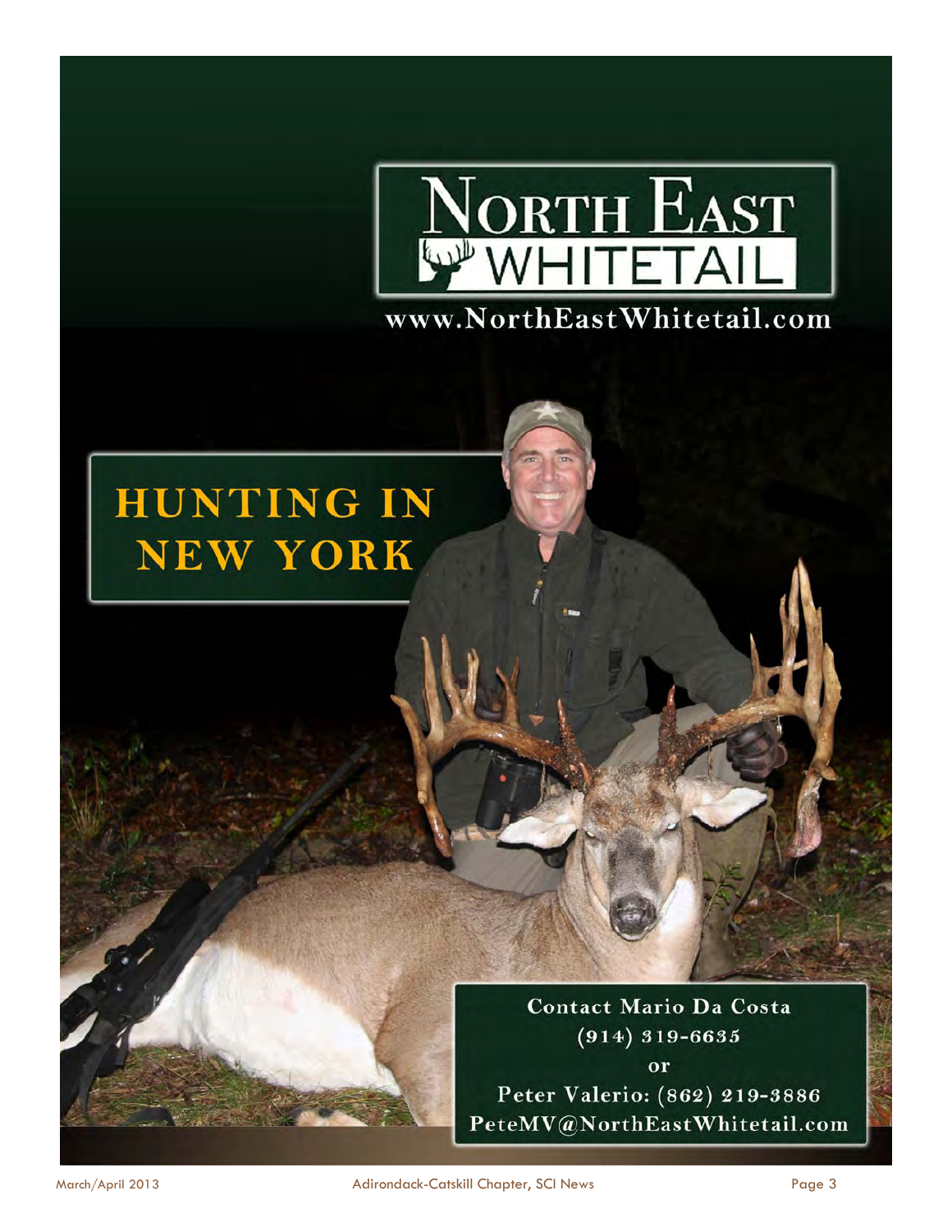# North East Whitetail

www.NorthEastWhitetail.com

## HUNTING IN NEW YORK

Contact Mario Da Costa
(914) 319-6635
or
Peter Valerio: (862) 219-3886
PeteMV@NorthEastWhitetail.com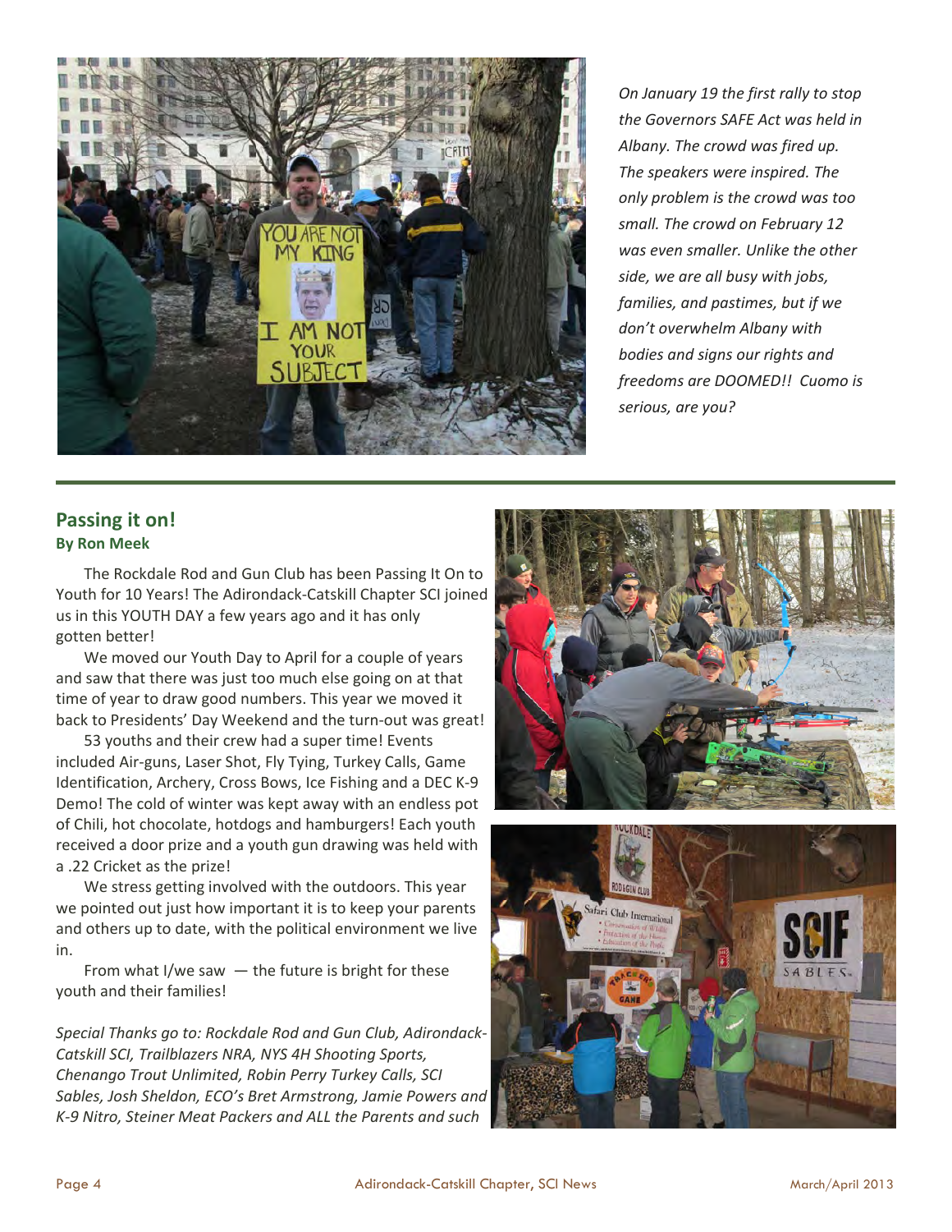*On January 19 the first rally to stop the Governors SAFE Act was held in Albany. The crowd was fired up. The speakers were inspired. The only problem is the crowd was too small. The crowd on February 12 was even smaller. Unlike the other side, we are all busy with jobs, families, and pastimes, but if we don't overwhelm Albany with bodies and signs our rights and freedoms are DOOMED!! Cuomo is serious, are you?*

## Passing it on!

**By Ron Meek**

The Rockdale Rod and Gun Club has been Passing It On to Youth for 10 Years! The Adirondack-Catskill Chapter SCI joined us in this YOUTH DAY a few years ago and it has only gotten better!

We moved our Youth Day to April for a couple of years and saw that there was just too much else going on at that time of year to draw good numbers. This year we moved it back to Presidents' Day Weekend and the turn-out was great!

53 youths and their crew had a super time! Events included Air-guns, Laser Shot, Fly Tying, Turkey Calls, Game Identification, Archery, Cross Bows, Ice Fishing and a DEC K-9 Demo! The cold of winter was kept away with an endless pot of Chili, hot chocolate, hotdogs and hamburgers! Each youth received a door prize and a youth gun drawing was held with a .22 Cricket as the prize!

We stress getting involved with the outdoors. This year we pointed out just how important it is to keep your parents and others up to date, with the political environment we live in.

From what I/we saw — the future is bright for these youth and their families!

*Special Thanks go to: Rockdale Rod and Gun Club, Adirondack-Catskill SCI, Trailblazers NRA, NYS 4H Shooting Sports, Chenango Trout Unlimited, Robin Perry Turkey Calls, SCI Sables, Josh Sheldon, ECO's Bret Armstrong, Jamie Powers and K-9 Nitro, Steiner Meat Packers and ALL the Parents and such*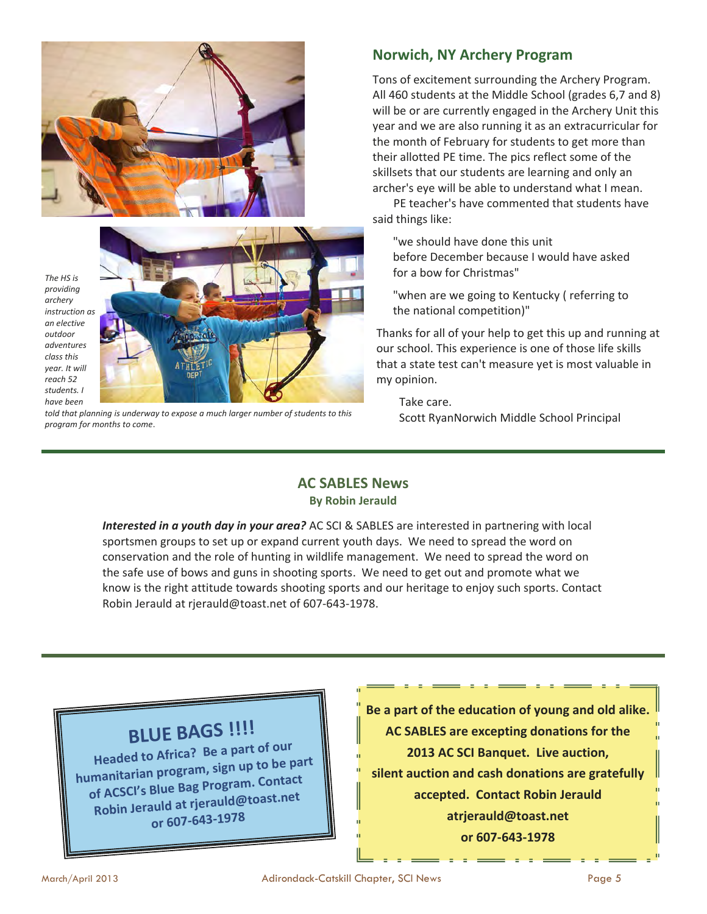*The HS is providing archery instruction as an elective outdoor adventures class this year. It will reach 52 students. I have been told that planning is underway to expose a much larger number of students to this program for months to come.*

## Norwich, NY Archery Program

Tons of excitement surrounding the Archery Program. All 460 students at the Middle School (grades 6,7 and 8) will be or are currently engaged in the Archery Unit this year and we are also running it as an extracurricular for the month of February for students to get more than their allotted PE time. The pics reflect some of the skillsets that our students are learning and only an archer's eye will be able to understand what I mean.

PE teacher's have commented that students have said things like:

"we should have done this unit before December because I would have asked for a bow for Christmas"

"when are we going to Kentucky ( referring to the national competition)"

Thanks for all of your help to get this up and running at our school. This experience is one of those life skills that a state test can't measure yet is most valuable in my opinion.

Take care.

Scott RyanNorwich Middle School Principal

---

## AC SABLES News

**By Robin Jerauld**

***Interested in a youth day in your area?*** AC SCI & SABLES are interested in partnering with local sportsmen groups to set up or expand current youth days. We need to spread the word on conservation and the role of hunting in wildlife management. We need to spread the word on the safe use of bows and guns in shooting sports. We need to get out and promote what we know is the right attitude towards shooting sports and our heritage to enjoy such sports. Contact Robin Jerauld at rjerauld@toast.net of 607-643-1978.

---

## BLUE BAGS !!!!

**Headed to Africa? Be a part of our humanitarian program, sign up to be part of ACSCI's Blue Bag Program. Contact Robin Jerauld at rjerauld@toast.net or 607-643-1978**

**Be a part of the education of young and old alike. AC SABLES are excepting donations for the 2013 AC SCI Banquet. Live auction, silent auction and cash donations are gratefully accepted. Contact Robin Jerauld atrjerauld@toast.net or 607-643-1978**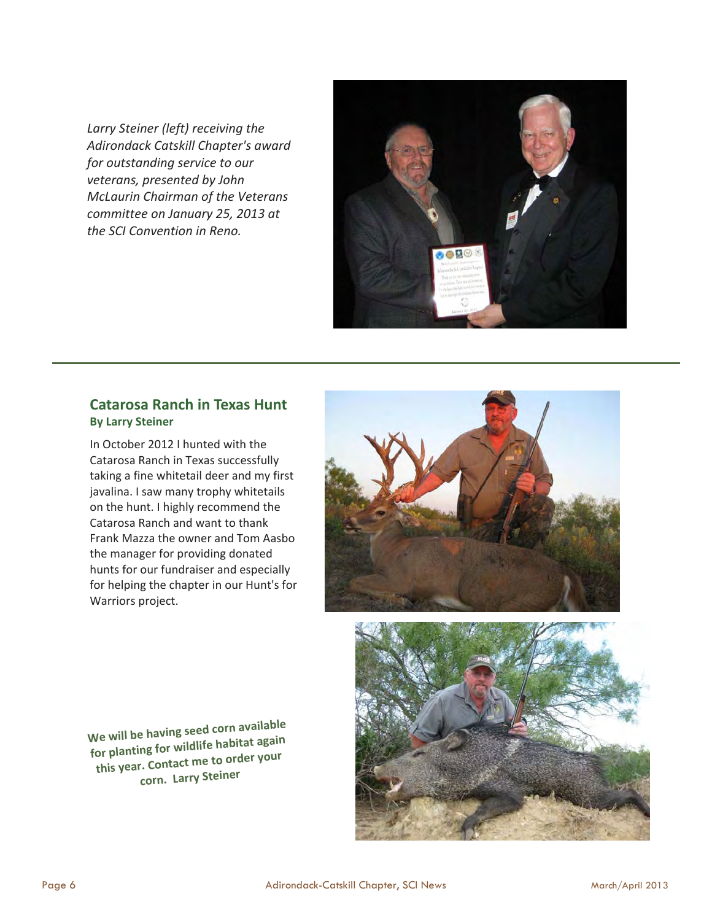*Larry Steiner (left) receiving the Adirondack Catskill Chapter's award for outstanding service to our veterans, presented by John McLaurin Chairman of the Veterans committee on January 25, 2013 at the SCI Convention in Reno.*

---

## Catarosa Ranch in Texas Hunt

**By Larry Steiner**

In October 2012 I hunted with the Catarosa Ranch in Texas successfully taking a fine whitetail deer and my first javalina. I saw many trophy whitetails on the hunt. I highly recommend the Catarosa Ranch and want to thank Frank Mazza the owner and Tom Aasbo the manager for providing donated hunts for our fundraiser and especially for helping the chapter in our Hunt's for Warriors project.

**We will be having seed corn available for planting for wildlife habitat again this year. Contact me to order your corn. Larry Steiner**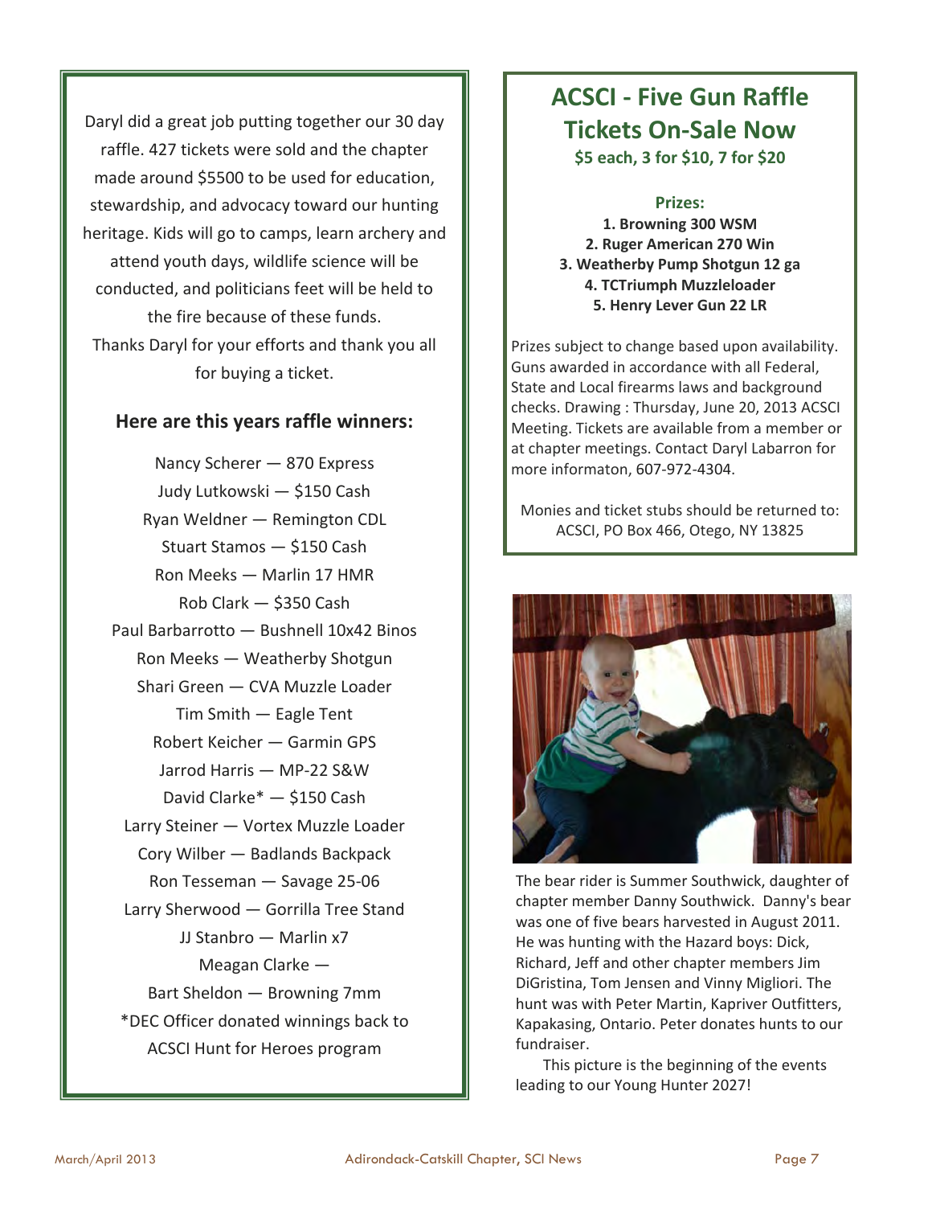Daryl did a great job putting together our 30 day raffle. 427 tickets were sold and the chapter made around $5500 to be used for education, stewardship, and advocacy toward our hunting heritage. Kids will go to camps, learn archery and attend youth days, wildlife science will be conducted, and politicians feet will be held to the fire because of these funds.

Thanks Daryl for your efforts and thank you all for buying a ticket.

### Here are this years raffle winners:

Nancy Scherer — 870 Express
Judy Lutkowski — $150 Cash
Ryan Weldner — Remington CDL
Stuart Stamos — $150 Cash
Ron Meeks — Marlin 17 HMR
Rob Clark — $350 Cash
Paul Barbarrotto — Bushnell 10x42 Binos
Ron Meeks — Weatherby Shotgun
Shari Green — CVA Muzzle Loader
Tim Smith — Eagle Tent
Robert Keicher — Garmin GPS
Jarrod Harris — MP-22 S&W
David Clarke* — $150 Cash
Larry Steiner — Vortex Muzzle Loader
Cory Wilber — Badlands Backpack
Ron Tesseman — Savage 25-06
Larry Sherwood — Gorrilla Tree Stand
JJ Stanbro — Marlin x7
Meagan Clarke —
Bart Sheldon — Browning 7mm

*DEC Officer donated winnings back to ACSCI Hunt for Heroes program

## ACSCI - Five Gun Raffle Tickets On-Sale Now

**$5 each, 3 for $10, 7 for $20**

**Prizes:**

1. **Browning 300 WSM**
2. **Ruger American 270 Win**
3. **Weatherby Pump Shotgun 12 ga**
4. **TCTriumph Muzzleloader**
5. **Henry Lever Gun 22 LR**

Prizes subject to change based upon availability. Guns awarded in accordance with all Federal, State and Local firearms laws and background checks. Drawing : Thursday, June 20, 2013 ACSCI Meeting. Tickets are available from a member or at chapter meetings. Contact Daryl Labarron for more informaton, 607-972-4304.

Monies and ticket stubs should be returned to: ACSCI, PO Box 466, Otego, NY 13825

The bear rider is Summer Southwick, daughter of chapter member Danny Southwick. Danny's bear was one of five bears harvested in August 2011. He was hunting with the Hazard boys: Dick, Richard, Jeff and other chapter members Jim DiGristina, Tom Jensen and Vinny Migliori. The hunt was with Peter Martin, Kapriver Outfitters, Kapakasing, Ontario. Peter donates hunts to our fundraiser.

This picture is the beginning of the events leading to our Young Hunter 2027!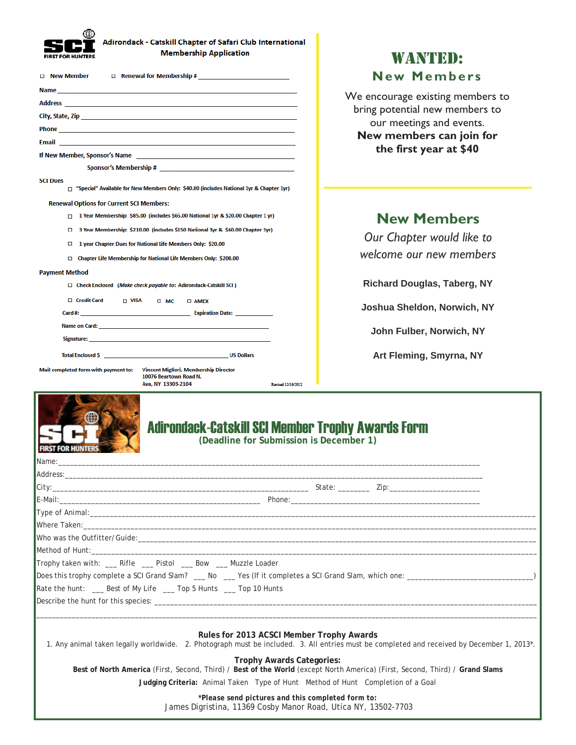**Adirondack - Catskill Chapter of Safari Club International**
**Membership Application**

☐ New Member ☐ Renewal for Membership # ______________________

Name ________________________________________________

Address ______________________________________________

City, State, Zip _______________________________________

Phone ________________________________________________

Email ________________________________________________

If New Member, Sponsor's Name ___________________________

Sponsor's Membership # ___________________________

**SCI Dues**

☐ "Special" Available for New Members Only: $40.00 (includes National 1yr & Chapter 1yr)

**Renewal Options for Current SCI Members:**

☐ 1 Year Membership: $85.00 (includes $65.00 National 1yr & $20.00 Chapter 1 yr)

☐ 3 Year Membership: $210.00 (includes $150 National 3yr & $60.00 Chapter 3yr)

☐ 1 year Chapter Dues for National Life Members Only: $20.00

☐ Chapter Life Membership for National Life Members Only: $200.00

**Payment Method**

☐ Check Enclosed (*Make check payable to:* Adirondack-Catskill SCI )

☐ Credit Card ☐ VISA ☐ MC ☐ AMEX

Card #: ______________________________ Expiration Date: ___________

Name on Card: ______________________________________

Signature: _________________________________________

Total Enclosed $ ______________________________ US Dollars

Mail completed form with payment to: Vincent Migliori, Membership Director
10076 Beartown Road N.
Ava, NY 13303-2104

Revised 12/16/2012

# WANTED:
## New Members

We encourage existing members to bring potential new members to our meetings and events.
**New members can join for the first year at $40**

## New Members

*Our Chapter would like to welcome our new members*

**Richard Douglas, Taberg, NY**

**Joshua Sheldon, Norwich, NY**

**John Fulber, Norwich, NY**

**Art Fleming, Smyrna, NY**

## Adirondack-Catskill SCI Member Trophy Awards Form
**(Deadline for Submission is December 1)**

Name: ______________________________________________

Address: ____________________________________________

City: ______________________________ State: _______ Zip: ____________________

E-Mail: ______________________________ Phone: ______________________________

Type of Animal: _____________________________________

Where Taken: ________________________________________

Who was the Outfitter/Guide: __________________________

Method of Hunt: _____________________________________

Trophy taken with: ___ Rifle ___ Pistol ___ Bow ___ Muzzle Loader

Does this trophy complete a SCI Grand Slam? ___ No ___ Yes (If it completes a SCI Grand Slam, which one: ______________________________)

Rate the hunt: ___ Best of My Life ___ Top 5 Hunts ___ Top 10 Hunts

Describe the hunt for this species: ____________________________________________

______________________________________________________________________

**Rules for 2013 ACSCI Member Trophy Awards**

1. Any animal taken legally worldwide. 2. Photograph must be included. 3. All entries must be completed and received by December 1, 2013*.

**Trophy Awards Categories:**

**Best of North America** (First, Second, Third) / **Best of the World** (except North America) (First, Second, Third) / **Grand Slams**

**Judging Criteria:** Animal Taken Type of Hunt Method of Hunt Completion of a Goal

***Please send pictures and this completed form to:**

James Digristina, 11369 Cosby Manor Road, Utica NY, 13502-7703